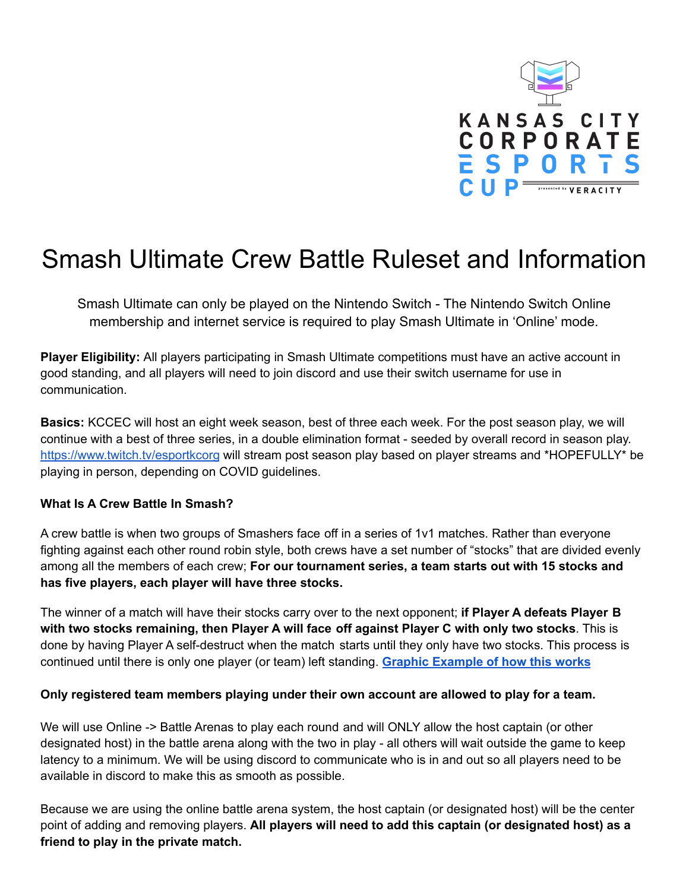KANSAS CITY CORPORATE ESPORTS CUP presented by VERACITY

# Smash Ultimate Crew Battle Ruleset and Information

Smash Ultimate can only be played on the Nintendo Switch - The Nintendo Switch Online membership and internet service is required to play Smash Ultimate in 'Online' mode.

**Player Eligibility:** All players participating in Smash Ultimate competitions must have an active account in good standing, and all players will need to join discord and use their switch username for use in communication.

**Basics:** KCCEC will host an eight week season, best of three each week. For the post season play, we will continue with a best of three series, in a double elimination format - seeded by overall record in season play. [https://www.twitch.tv/esportkcorg](https://www.twitch.tv/esportkcorg) will stream post season play based on player streams and *HOPEFULLY* be playing in person, depending on COVID guidelines.

### What Is A Crew Battle In Smash?

A crew battle is when two groups of Smashers face off in a series of 1v1 matches. Rather than everyone fighting against each other round robin style, both crews have a set number of "stocks" that are divided evenly among all the members of each crew; **For our tournament series, a team starts out with 15 stocks and has five players, each player will have three stocks.**

The winner of a match will have their stocks carry over to the next opponent; **if Player A defeats Player B with two stocks remaining, then Player A will face off against Player C with only two stocks**. This is done by having Player A self-destruct when the match starts until they only have two stocks. This process is continued until there is only one player (or team) left standing. **[Graphic Example of how this works]()**

**Only registered team members playing under their own account are allowed to play for a team.**

We will use Online -> Battle Arenas to play each round and will ONLY allow the host captain (or other designated host) in the battle arena along with the two in play - all others will wait outside the game to keep latency to a minimum. We will be using discord to communicate who is in and out so all players need to be available in discord to make this as smooth as possible.

Because we are using the online battle arena system, the host captain (or designated host) will be the center point of adding and removing players. **All players will need to add this captain (or designated host) as a friend to play in the private match.**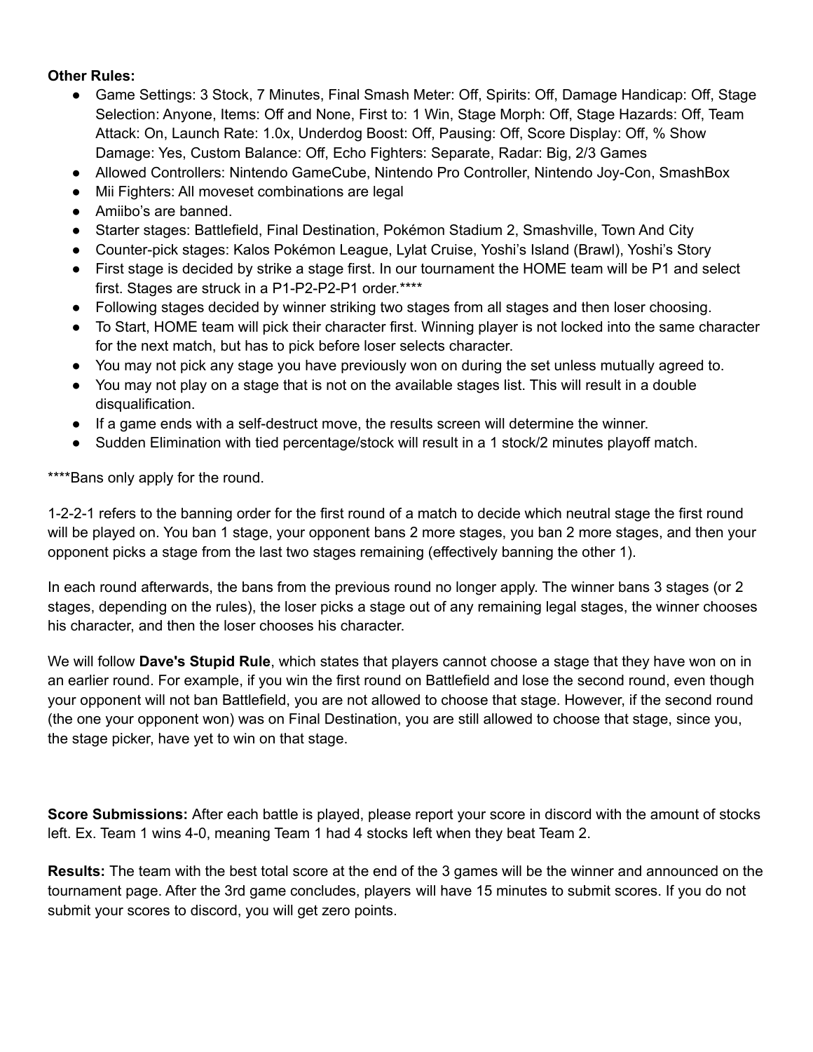**Other Rules:**

- Game Settings: 3 Stock, 7 Minutes, Final Smash Meter: Off, Spirits: Off, Damage Handicap: Off, Stage Selection: Anyone, Items: Off and None, First to: 1 Win, Stage Morph: Off, Stage Hazards: Off, Team Attack: On, Launch Rate: 1.0x, Underdog Boost: Off, Pausing: Off, Score Display: Off, % Show Damage: Yes, Custom Balance: Off, Echo Fighters: Separate, Radar: Big, 2/3 Games
- Allowed Controllers: Nintendo GameCube, Nintendo Pro Controller, Nintendo Joy-Con, SmashBox
- Mii Fighters: All moveset combinations are legal
- Amiibo's are banned.
- Starter stages: Battlefield, Final Destination, Pokémon Stadium 2, Smashville, Town And City
- Counter-pick stages: Kalos Pokémon League, Lylat Cruise, Yoshi's Island (Brawl), Yoshi's Story
- First stage is decided by strike a stage first. In our tournament the HOME team will be P1 and select first. Stages are struck in a P1-P2-P2-P1 order.****
- Following stages decided by winner striking two stages from all stages and then loser choosing.
- To Start, HOME team will pick their character first. Winning player is not locked into the same character for the next match, but has to pick before loser selects character.
- You may not pick any stage you have previously won on during the set unless mutually agreed to.
- You may not play on a stage that is not on the available stages list. This will result in a double disqualification.
- If a game ends with a self-destruct move, the results screen will determine the winner.
- Sudden Elimination with tied percentage/stock will result in a 1 stock/2 minutes playoff match.

****Bans only apply for the round.

1-2-2-1 refers to the banning order for the first round of a match to decide which neutral stage the first round will be played on. You ban 1 stage, your opponent bans 2 more stages, you ban 2 more stages, and then your opponent picks a stage from the last two stages remaining (effectively banning the other 1).

In each round afterwards, the bans from the previous round no longer apply. The winner bans 3 stages (or 2 stages, depending on the rules), the loser picks a stage out of any remaining legal stages, the winner chooses his character, and then the loser chooses his character.

We will follow **Dave's Stupid Rule**, which states that players cannot choose a stage that they have won on in an earlier round. For example, if you win the first round on Battlefield and lose the second round, even though your opponent will not ban Battlefield, you are not allowed to choose that stage. However, if the second round (the one your opponent won) was on Final Destination, you are still allowed to choose that stage, since you, the stage picker, have yet to win on that stage.

**Score Submissions:** After each battle is played, please report your score in discord with the amount of stocks left. Ex. Team 1 wins 4-0, meaning Team 1 had 4 stocks left when they beat Team 2.

**Results:** The team with the best total score at the end of the 3 games will be the winner and announced on the tournament page. After the 3rd game concludes, players will have 15 minutes to submit scores. If you do not submit your scores to discord, you will get zero points.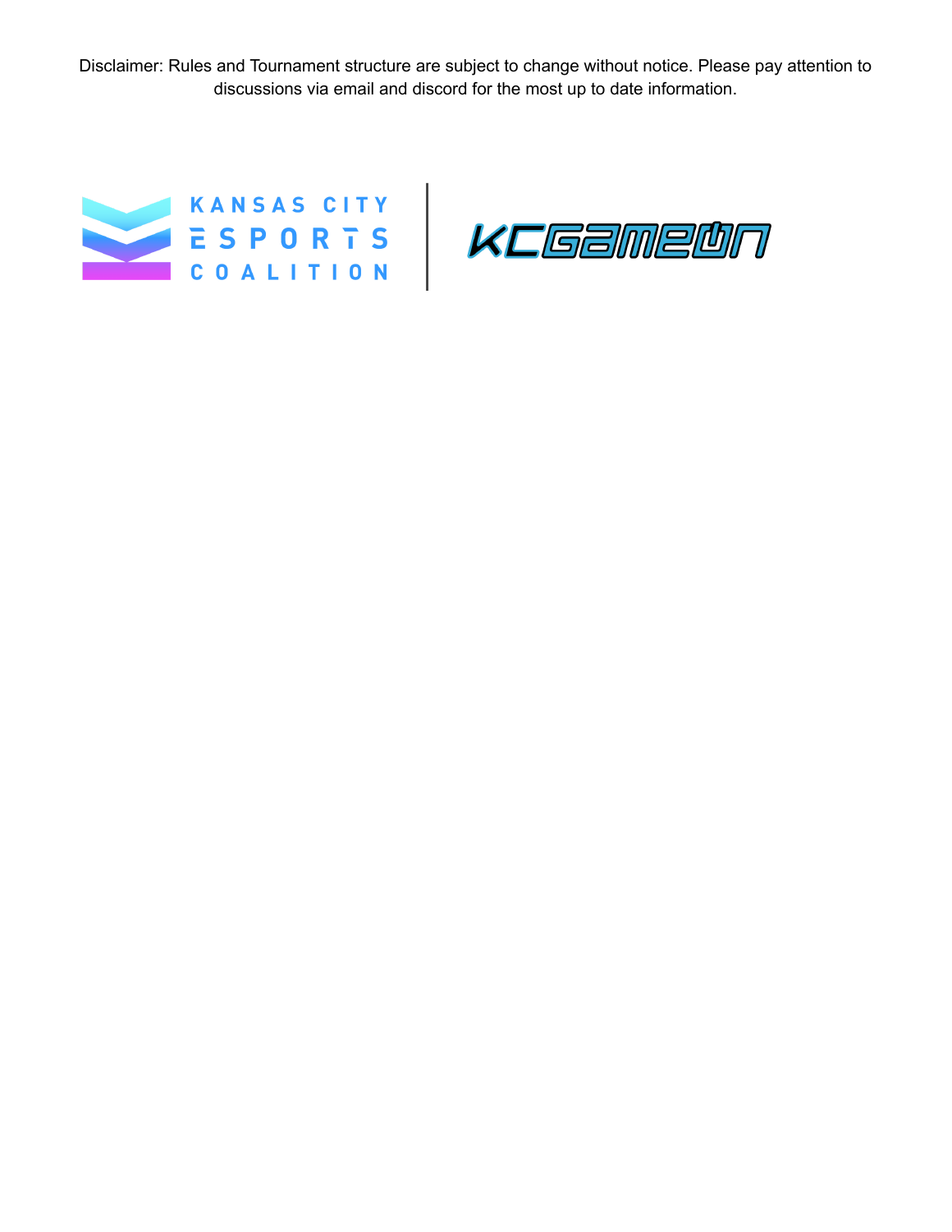Disclaimer: Rules and Tournament structure are subject to change without notice. Please pay attention to discussions via email and discord for the most up to date information.

KANSAS CITY ESPORTS COALITION | KCGAMEON